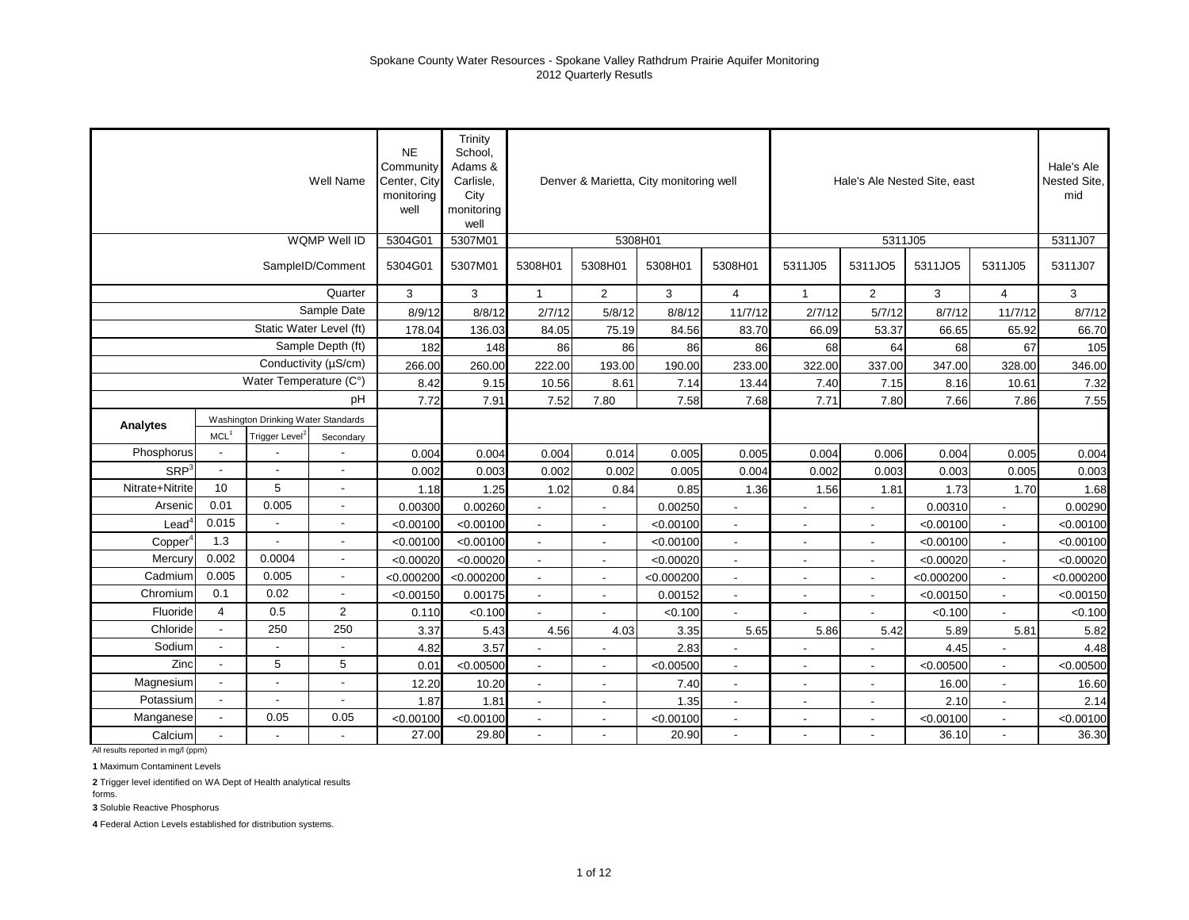Spokane County Water Resources - Spokane Valley Rathdrum Prairie Aquifer Monitoring
2012 Quarterly Resutls

| | | | Well Name | NE Community Center, City monitoring well | Trinity School, Adams & Carlisle, City monitoring well | Denver & Marietta, City monitoring well | | | | Hale's Ale Nested Site, east | | | | Hale's Ale Nested Site, mid |
|---|---|---|---|---|---|---|---|---|---|---|---|---|---|---|
| | | | WQMP Well ID | 5304G01 | 5307M01 | 5308H01 | | | | 5311J05 | | | | 5311J07 |
| | | | SampleID/Comment | 5304G01 | 5307M01 | 5308H01 | 5308H01 | 5308H01 | 5308H01 | 5311J05 | 5311JO5 | 5311JO5 | 5311J05 | 5311J07 |
| | | | Quarter | 3 | 3 | 1 | 2 | 3 | 4 | 1 | 2 | 3 | 4 | 3 |
| | | | Sample Date | 8/9/12 | 8/8/12 | 2/7/12 | 5/8/12 | 8/8/12 | 11/7/12 | 2/7/12 | 5/7/12 | 8/7/12 | 11/7/12 | 8/7/12 |
| | | | Static Water Level (ft) | 178.04 | 136.03 | 84.05 | 75.19 | 84.56 | 83.70 | 66.09 | 53.37 | 66.65 | 65.92 | 66.70 |
| | | | Sample Depth (ft) | 182 | 148 | 86 | 86 | 86 | 86 | 68 | 64 | 68 | 67 | 105 |
| | | | Conductivity (µS/cm) | 266.00 | 260.00 | 222.00 | 193.00 | 190.00 | 233.00 | 322.00 | 337.00 | 347.00 | 328.00 | 346.00 |
| | | | Water Temperature (C°) | 8.42 | 9.15 | 10.56 | 8.61 | 7.14 | 13.44 | 7.40 | 7.15 | 8.16 | 10.61 | 7.32 |
| | | | pH | 7.72 | 7.91 | 7.52 | 7.80 | 7.58 | 7.68 | 7.71 | 7.80 | 7.66 | 7.86 | 7.55 |
| **Analytes** | Washington Drinking Water Standards | | | | | | | | | | | | | |
| | MCL[1] | Trigger Level[2] | Secondary | | | | | | | | | | | |
| Phosphorus | - | - | - | 0.004 | 0.004 | 0.004 | 0.014 | 0.005 | 0.005 | 0.004 | 0.006 | 0.004 | 0.005 | 0.004 |
| SRP[3] | - | - | - | 0.002 | 0.003 | 0.002 | 0.002 | 0.005 | 0.004 | 0.002 | 0.003 | 0.003 | 0.005 | 0.003 |
| Nitrate+Nitrite | 10 | 5 | - | 1.18 | 1.25 | 1.02 | 0.84 | 0.85 | 1.36 | 1.56 | 1.81 | 1.73 | 1.70 | 1.68 |
| Arsenic | 0.01 | 0.005 | - | 0.00300 | 0.00260 | - | - | 0.00250 | - | - | - | 0.00310 | - | 0.00290 |
| Lead[4] | 0.015 | - | - | <0.00100 | <0.00100 | - | - | <0.00100 | - | - | - | <0.00100 | - | <0.00100 |
| Copper[4] | 1.3 | - | - | <0.00100 | <0.00100 | - | - | <0.00100 | - | - | - | <0.00100 | - | <0.00100 |
| Mercury | 0.002 | 0.0004 | - | <0.00020 | <0.00020 | - | - | <0.00020 | - | - | - | <0.00020 | - | <0.00020 |
| Cadmium | 0.005 | 0.005 | - | <0.000200 | <0.000200 | - | - | <0.000200 | - | - | - | <0.000200 | - | <0.000200 |
| Chromium | 0.1 | 0.02 | - | <0.00150 | 0.00175 | - | - | 0.00152 | - | - | - | <0.00150 | - | <0.00150 |
| Fluoride | 4 | 0.5 | 2 | 0.110 | <0.100 | - | - | <0.100 | - | - | - | <0.100 | - | <0.100 |
| Chloride | - | 250 | 250 | 3.37 | 5.43 | 4.56 | 4.03 | 3.35 | 5.65 | 5.86 | 5.42 | 5.89 | 5.81 | 5.82 |
| Sodium | - | - | - | 4.82 | 3.57 | - | - | 2.83 | - | - | - | 4.45 | - | 4.48 |
| Zinc | - | 5 | 5 | 0.01 | <0.00500 | - | - | <0.00500 | - | - | - | <0.00500 | - | <0.00500 |
| Magnesium | - | - | - | 12.20 | 10.20 | - | - | 7.40 | - | - | - | 16.00 | - | 16.60 |
| Potassium | - | - | - | 1.87 | 1.81 | - | - | 1.35 | - | - | - | 2.10 | - | 2.14 |
| Manganese | - | 0.05 | 0.05 | <0.00100 | <0.00100 | - | - | <0.00100 | - | - | - | <0.00100 | - | <0.00100 |
| Calcium | - | - | - | 27.00 | 29.80 | - | - | 20.90 | - | - | - | 36.10 | - | 36.30 |

All results reported in mg/l (ppm)

**1** Maximum Contaminent Levels

**2** Trigger level identified on WA Dept of Health analytical results forms.

**3** Soluble Reactive Phosphorus

**4** Federal Action Levels established for distribution systems.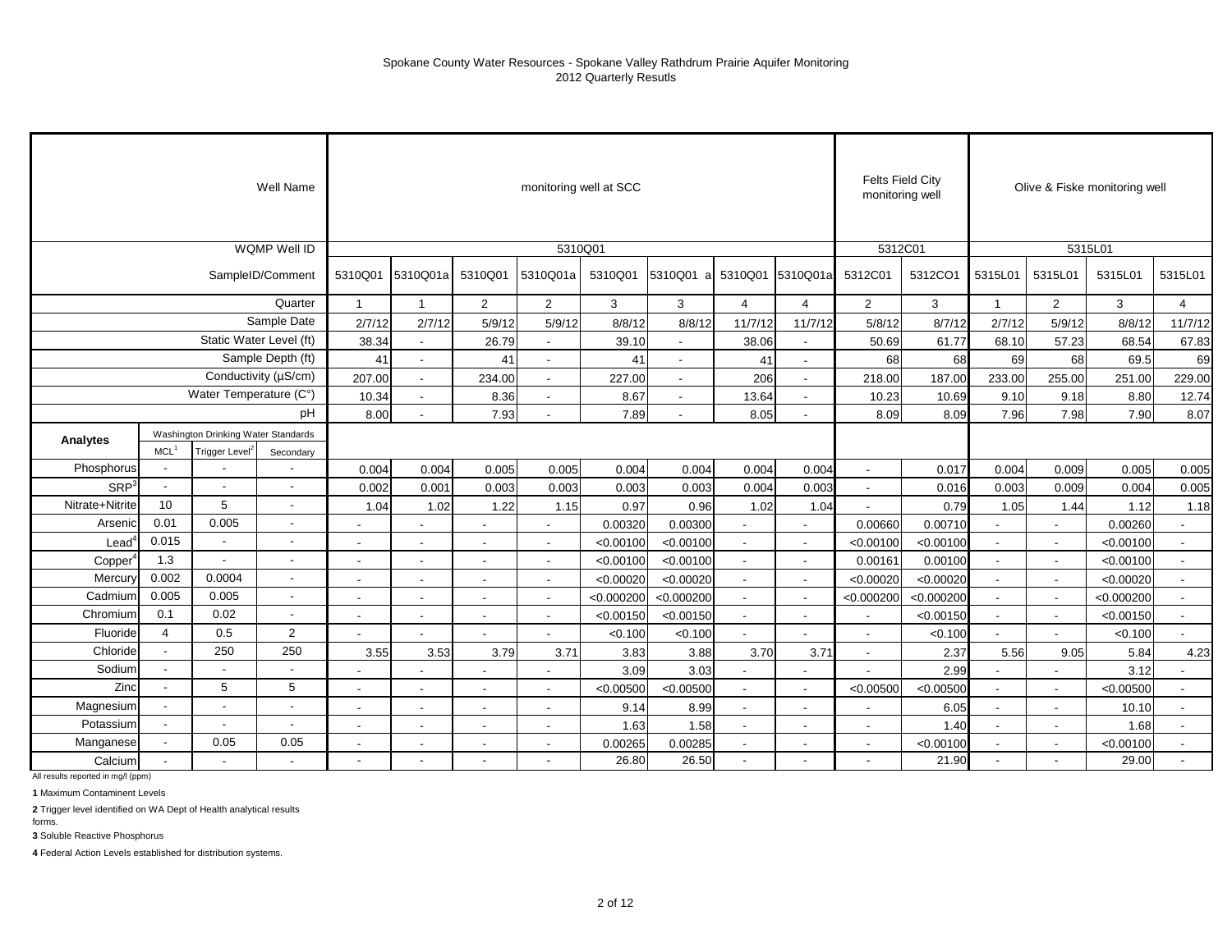# Spokane County Water Resources - Spokane Valley Rathdrum Prairie Aquifer Monitoring
## 2012 Quarterly Resutls

| | | | Well Name | monitoring well at SCC | | | | | | | | Felts Field City monitoring well | | Olive & Fiske monitoring well | | | |
|---|---|---|---|---|---|---|---|---|---|---|---|---|---|---|---|---|---|
| | | | WQMP Well ID | 5310Q01 | | | | | | | | 5312C01 | | 5315L01 | | | |
| | | | SampleID/Comment | 5310Q01 | 5310Q01a | 5310Q01 | 5310Q01a | 5310Q01 | 5310Q01 a | 5310Q01 | 5310Q01a | 5312C01 | 5312CO1 | 5315L01 | 5315L01 | 5315L01 | 5315L01 |
| | | | Quarter | 1 | 1 | 2 | 2 | 3 | 3 | 4 | 4 | 2 | 3 | 1 | 2 | 3 | 4 |
| | | | Sample Date | 2/7/12 | 2/7/12 | 5/9/12 | 5/9/12 | 8/8/12 | 8/8/12 | 11/7/12 | 11/7/12 | 5/8/12 | 8/7/12 | 2/7/12 | 5/9/12 | 8/8/12 | 11/7/12 |
| | | | Static Water Level (ft) | 38.34 | - | 26.79 | - | 39.10 | - | 38.06 | - | 50.69 | 61.77 | 68.10 | 57.23 | 68.54 | 67.83 |
| | | | Sample Depth (ft) | 41 | - | 41 | - | 41 | - | 41 | - | 68 | 68 | 69 | 68 | 69.5 | 69 |
| | | | Conductivity (µS/cm) | 207.00 | - | 234.00 | - | 227.00 | - | 206 | - | 218.00 | 187.00 | 233.00 | 255.00 | 251.00 | 229.00 |
| | | | Water Temperature (C°) | 10.34 | - | 8.36 | - | 8.67 | - | 13.64 | - | 10.23 | 10.69 | 9.10 | 9.18 | 8.80 | 12.74 |
| | | | pH | 8.00 | - | 7.93 | - | 7.89 | - | 8.05 | - | 8.09 | 8.09 | 7.96 | 7.98 | 7.90 | 8.07 |
| **Analytes** | Washington Drinking Water Standards | | | | | | | | | | | | | | | | |
| | MCL[1] | Trigger Level[2] | Secondary | | | | | | | | | | | | | | |
| Phosphorus | - | - | - | 0.004 | 0.004 | 0.005 | 0.005 | 0.004 | 0.004 | 0.004 | 0.004 | - | 0.017 | 0.004 | 0.009 | 0.005 | 0.005 |
| SRP[3] | - | - | - | 0.002 | 0.001 | 0.003 | 0.003 | 0.003 | 0.003 | 0.004 | 0.003 | - | 0.016 | 0.003 | 0.009 | 0.004 | 0.005 |
| Nitrate+Nitrite | 10 | 5 | - | 1.04 | 1.02 | 1.22 | 1.15 | 0.97 | 0.96 | 1.02 | 1.04 | - | 0.79 | 1.05 | 1.44 | 1.12 | 1.18 |
| Arsenic | 0.01 | 0.005 | - | - | - | - | - | 0.00320 | 0.00300 | - | - | 0.00660 | 0.00710 | - | - | 0.00260 | - |
| Lead[4] | 0.015 | - | - | - | - | - | - | <0.00100 | <0.00100 | - | - | <0.00100 | <0.00100 | - | - | <0.00100 | - |
| Copper[4] | 1.3 | - | - | - | - | - | - | <0.00100 | <0.00100 | - | - | 0.00161 | 0.00100 | - | - | <0.00100 | - |
| Mercury | 0.002 | 0.0004 | - | - | - | - | - | <0.00020 | <0.00020 | - | - | <0.00020 | <0.00020 | - | - | <0.00020 | - |
| Cadmium | 0.005 | 0.005 | - | - | - | - | - | <0.000200 | <0.000200 | - | - | <0.000200 | <0.000200 | - | - | <0.000200 | - |
| Chromium | 0.1 | 0.02 | - | - | - | - | - | <0.00150 | <0.00150 | - | - | - | <0.00150 | - | - | <0.00150 | - |
| Fluoride | 4 | 0.5 | 2 | - | - | - | - | <0.100 | <0.100 | - | - | - | <0.100 | - | - | <0.100 | - |
| Chloride | - | 250 | 250 | 3.55 | 3.53 | 3.79 | 3.71 | 3.83 | 3.88 | 3.70 | 3.71 | - | 2.37 | 5.56 | 9.05 | 5.84 | 4.23 |
| Sodium | - | - | - | - | - | - | - | 3.09 | 3.03 | - | - | - | 2.99 | - | - | 3.12 | - |
| Zinc | - | 5 | 5 | - | - | - | - | <0.00500 | <0.00500 | - | - | <0.00500 | <0.00500 | - | - | <0.00500 | - |
| Magnesium | - | - | - | - | - | - | - | 9.14 | 8.99 | - | - | - | 6.05 | - | - | 10.10 | - |
| Potassium | - | - | - | - | - | - | - | 1.63 | 1.58 | - | - | - | 1.40 | - | - | 1.68 | - |
| Manganese | - | 0.05 | 0.05 | - | - | - | - | 0.00265 | 0.00285 | - | - | - | <0.00100 | - | - | <0.00100 | - |
| Calcium | - | - | - | - | - | - | - | 26.80 | 26.50 | - | - | - | 21.90 | - | - | 29.00 | - |

All results reported in mg/l (ppm)

**1** Maximum Contaminent Levels

**2** Trigger level identified on WA Dept of Health analytical results forms.

**3** Soluble Reactive Phosphorus

**4** Federal Action Levels established for distribution systems.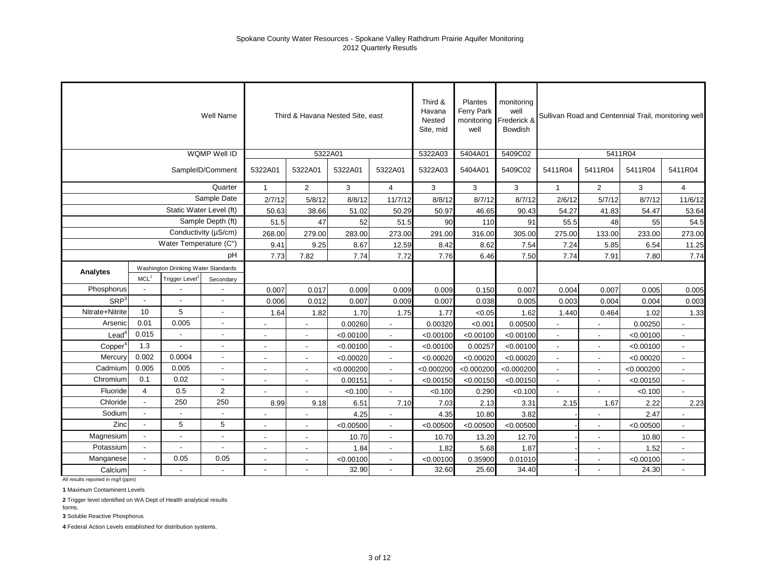Spokane County Water Resources - Spokane Valley Rathdrum Prairie Aquifer Monitoring
2012 Quarterly Resutls

| | | | Well Name | Third & Havana Nested Site, east | | | | Third & Havana Nested Site, mid | Plantes Ferry Park monitoring well | monitoring well Frederick & Bowdish | Sullivan Road and Centennial Trail, monitoring well | | | |
|---|---|---|---|---|---|---|---|---|---|---|---|---|---|---|
| | | | WQMP Well ID | 5322A01 | | | | 5322A03 | 5404A01 | 5409C02 | 5411R04 | | | |
| | | | SampleID/Comment | 5322A01 | 5322A01 | 5322A01 | 5322A01 | 5322A03 | 5404A01 | 5409C02 | 5411R04 | 5411R04 | 5411R04 | 5411R04 |
| | | | Quarter | 1 | 2 | 3 | 4 | 3 | 3 | 3 | 1 | 2 | 3 | 4 |
| | | | Sample Date | 2/7/12 | 5/8/12 | 8/8/12 | 11/7/12 | 8/8/12 | 8/7/12 | 8/7/12 | 2/6/12 | 5/7/12 | 8/7/12 | 11/6/12 |
| | | | Static Water Level (ft) | 50.63 | 38.66 | 51.02 | 50.29 | 50.97 | 46.65 | 90.43 | 54.27 | 41.83 | 54.47 | 53.64 |
| | | | Sample Depth (ft) | 51.5 | 47 | 52 | 51.5 | 90 | 110 | 91 | 55.5 | 48 | 55 | 54.5 |
| | | | Conductivity (µS/cm) | 268.00 | 279.00 | 283.00 | 273.00 | 291.00 | 316.00 | 305.00 | 275.00 | 133.00 | 233.00 | 273.00 |
| | | | Water Temperature (C°) | 9.41 | 9.25 | 8.67 | 12.59 | 8.42 | 8.62 | 7.54 | 7.24 | 5.85 | 6.54 | 11.25 |
| | | | pH | 7.73 | 7.82 | 7.74 | 7.72 | 7.76 | 6.46 | 7.50 | 7.74 | 7.91 | 7.80 | 7.74 |
| **Analytes** | Washington Drinking Water Standards | | | | | | | | | | | | | |
| | MCL[1] | Trigger Level[2] | Secondary | | | | | | | | | | | |
| Phosphorus | - | - | - | 0.007 | 0.017 | 0.009 | 0.009 | 0.009 | 0.150 | 0.007 | 0.004 | 0.007 | 0.005 | 0.005 |
| SRP[3] | - | - | - | 0.006 | 0.012 | 0.007 | 0.009 | 0.007 | 0.038 | 0.005 | 0.003 | 0.004 | 0.004 | 0.003 |
| Nitrate+Nitrite | 10 | 5 | - | 1.64 | 1.82 | 1.70 | 1.75 | 1.77 | <0.05 | 1.62 | 1.440 | 0.464 | 1.02 | 1.33 |
| Arsenic | 0.01 | 0.005 | - | - | - | 0.00260 | - | 0.00320 | <0.001 | 0.00500 | - | - | 0.00250 | - |
| Lead[4] | 0.015 | - | - | - | - | <0.00100 | - | <0.00100 | <0.00100 | <0.00100 | - | - | <0.00100 | - |
| Copper[4] | 1.3 | - | - | - | - | <0.00100 | - | <0.00100 | 0.00257 | <0.00100 | - | - | <0.00100 | - |
| Mercury | 0.002 | 0.0004 | - | - | - | <0.00020 | - | <0.00020 | <0.00020 | <0.00020 | - | - | <0.00020 | - |
| Cadmium | 0.005 | 0.005 | - | - | - | <0.000200 | - | <0.000200 | <0.000200 | <0.000200 | - | - | <0.000200 | - |
| Chromium | 0.1 | 0.02 | - | - | - | 0.00151 | - | <0.00150 | <0.00150 | <0.00150 | - | - | <0.00150 | - |
| Fluoride | 4 | 0.5 | 2 | - | - | <0.100 | - | <0.100 | 0.290 | <0.100 | - | - | <0.100 | - |
| Chloride | - | 250 | 250 | 8.99 | 9.18 | 6.51 | 7.10 | 7.03 | 2.13 | 3.31 | 2.15 | 1.67 | 2.22 | 2.23 |
| Sodium | - | - | - | - | - | 4.25 | - | 4.35 | 10.80 | 3.82 | - | - | 2.47 | - |
| Zinc | - | 5 | 5 | - | - | <0.00500 | - | <0.00500 | <0.00500 | <0.00500 | - | - | <0.00500 | - |
| Magnesium | - | - | - | - | - | 10.70 | - | 10.70 | 13.20 | 12.70 | - | - | 10.80 | - |
| Potassium | - | - | - | - | - | 1.84 | - | 1.82 | 5.68 | 1.87 | - | - | 1.52 | - |
| Manganese | - | 0.05 | 0.05 | - | - | <0.00100 | - | <0.00100 | 0.35900 | 0.01010 | - | - | <0.00100 | - |
| Calcium | - | - | - | - | - | 32.90 | - | 32.60 | 25.60 | 34.40 | - | - | 24.30 | - |

All results reported in mg/l (ppm)

**1** Maximum Contaminent Levels

**2** Trigger level identified on WA Dept of Health analytical results forms.

**3** Soluble Reactive Phosphorus

**4** Federal Action Levels established for distribution systems.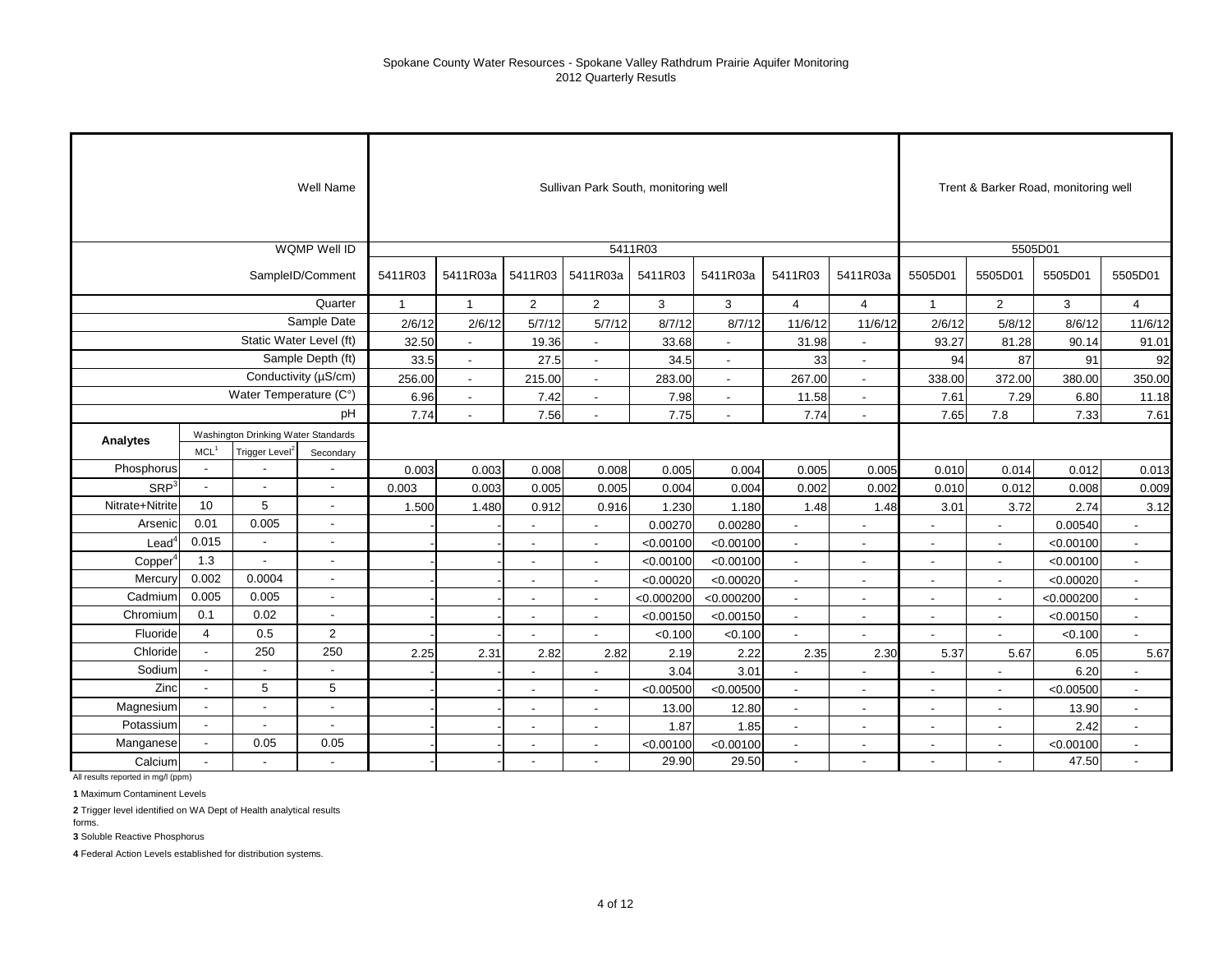Spokane County Water Resources - Spokane Valley Rathdrum Prairie Aquifer Monitoring
2012 Quarterly Resutls

| | | | Well Name | Sullivan Park South, monitoring well | | | | | | | | Trent & Barker Road, monitoring well | | | |
|---|---|---|---|---|---|---|---|---|---|---|---|---|---|---|---|
| | | | WQMP Well ID | 5411R03 | | | | | | | | 5505D01 | | | |
| | | | SampleID/Comment | 5411R03 | 5411R03a | 5411R03 | 5411R03a | 5411R03 | 5411R03a | 5411R03 | 5411R03a | 5505D01 | 5505D01 | 5505D01 | 5505D01 |
| | | | Quarter | 1 | 1 | 2 | 2 | 3 | 3 | 4 | 4 | 1 | 2 | 3 | 4 |
| | | | Sample Date | 2/6/12 | 2/6/12 | 5/7/12 | 5/7/12 | 8/7/12 | 8/7/12 | 11/6/12 | 11/6/12 | 2/6/12 | 5/8/12 | 8/6/12 | 11/6/12 |
| | | | Static Water Level (ft) | 32.50 | - | 19.36 | - | 33.68 | - | 31.98 | - | 93.27 | 81.28 | 90.14 | 91.01 |
| | | | Sample Depth (ft) | 33.5 | - | 27.5 | - | 34.5 | - | 33 | - | 94 | 87 | 91 | 92 |
| | | | Conductivity (µS/cm) | 256.00 | - | 215.00 | - | 283.00 | - | 267.00 | - | 338.00 | 372.00 | 380.00 | 350.00 |
| | | | Water Temperature (C°) | 6.96 | - | 7.42 | - | 7.98 | - | 11.58 | - | 7.61 | 7.29 | 6.80 | 11.18 |
| | | | pH | 7.74 | - | 7.56 | - | 7.75 | - | 7.74 | - | 7.65 | 7.8 | 7.33 | 7.61 |
| **Analytes** | Washington Drinking Water Standards | | | | | | | | | | | | | | |
| | MCL[1] | Trigger Level[2] | Secondary | | | | | | | | | | | | |
| Phosphorus | - | - | - | 0.003 | 0.003 | 0.008 | 0.008 | 0.005 | 0.004 | 0.005 | 0.005 | 0.010 | 0.014 | 0.012 | 0.013 |
| SRP[3] | - | - | - | 0.003 | 0.003 | 0.005 | 0.005 | 0.004 | 0.004 | 0.002 | 0.002 | 0.010 | 0.012 | 0.008 | 0.009 |
| Nitrate+Nitrite | 10 | 5 | - | 1.500 | 1.480 | 0.912 | 0.916 | 1.230 | 1.180 | 1.48 | 1.48 | 3.01 | 3.72 | 2.74 | 3.12 |
| Arsenic | 0.01 | 0.005 | - | - | - | - | - | 0.00270 | 0.00280 | - | - | - | - | 0.00540 | - |
| Lead[4] | 0.015 | - | - | - | - | - | - | <0.00100 | <0.00100 | - | - | - | - | <0.00100 | - |
| Copper[4] | 1.3 | - | - | - | - | - | - | <0.00100 | <0.00100 | - | - | - | - | <0.00100 | - |
| Mercury | 0.002 | 0.0004 | - | - | - | - | - | <0.00020 | <0.00020 | - | - | - | - | <0.00020 | - |
| Cadmium | 0.005 | 0.005 | - | - | - | - | - | <0.000200 | <0.000200 | - | - | - | - | <0.000200 | - |
| Chromium | 0.1 | 0.02 | - | - | - | - | - | <0.00150 | <0.00150 | - | - | - | - | <0.00150 | - |
| Fluoride | 4 | 0.5 | 2 | - | - | - | - | <0.100 | <0.100 | - | - | - | - | <0.100 | - |
| Chloride | - | 250 | 250 | 2.25 | 2.31 | 2.82 | 2.82 | 2.19 | 2.22 | 2.35 | 2.30 | 5.37 | 5.67 | 6.05 | 5.67 |
| Sodium | - | - | - | - | - | - | - | 3.04 | 3.01 | - | - | - | - | 6.20 | - |
| Zinc | - | 5 | 5 | - | - | - | - | <0.00500 | <0.00500 | - | - | - | - | <0.00500 | - |
| Magnesium | - | - | - | - | - | - | - | 13.00 | 12.80 | - | - | - | - | 13.90 | - |
| Potassium | - | - | - | - | - | - | - | 1.87 | 1.85 | - | - | - | - | 2.42 | - |
| Manganese | - | 0.05 | 0.05 | - | - | - | - | <0.00100 | <0.00100 | - | - | - | - | <0.00100 | - |
| Calcium | - | - | - | - | - | - | - | 29.90 | 29.50 | - | - | - | - | 47.50 | - |

All results reported in mg/l (ppm)

**1** Maximum Contaminent Levels

**2** Trigger level identified on WA Dept of Health analytical results forms.

**3** Soluble Reactive Phosphorus

**4** Federal Action Levels established for distribution systems.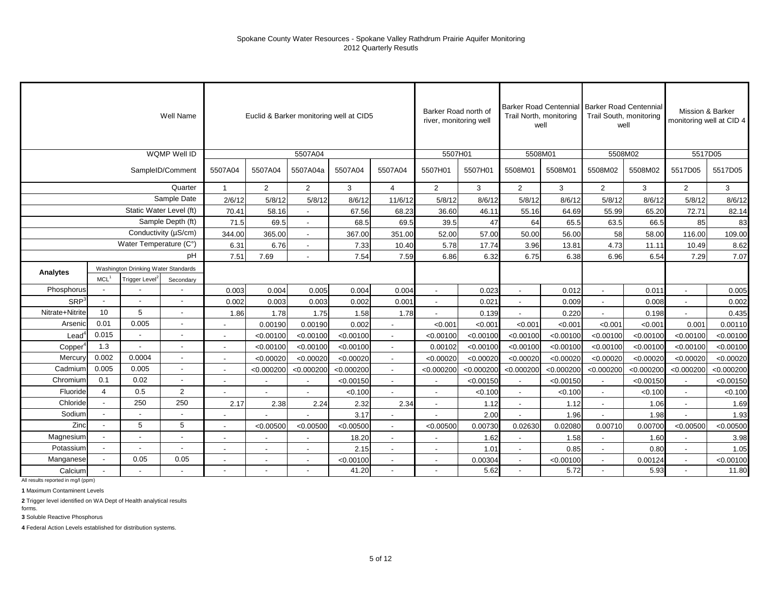Spokane County Water Resources - Spokane Valley Rathdrum Prairie Aquifer Monitoring
2012 Quarterly Resutls

| | | | Well Name | Euclid & Barker monitoring well at CID5 | | | | | Barker Road north of river, monitoring well | | Barker Road Centennial Trail North, monitoring well | | Barker Road Centennial Trail South, monitoring well | | Mission & Barker monitoring well at CID 4 | |
|---|---|---|---|---|---|---|---|---|---|---|---|---|---|---|---|---|
| | | | WQMP Well ID | 5507A04 | | | | | 5507H01 | | 5508M01 | | 5508M02 | | 5517D05 | |
| | | | SampleID/Comment | 5507A04 | 5507A04 | 5507A04a | 5507A04 | 5507A04 | 5507H01 | 5507H01 | 5508M01 | 5508M01 | 5508M02 | 5508M02 | 5517D05 | 5517D05 |
| | | | Quarter | 1 | 2 | 2 | 3 | 4 | 2 | 3 | 2 | 3 | 2 | 3 | 2 | 3 |
| | | | Sample Date | 2/6/12 | 5/8/12 | 5/8/12 | 8/6/12 | 11/6/12 | 5/8/12 | 8/6/12 | 5/8/12 | 8/6/12 | 5/8/12 | 8/6/12 | 5/8/12 | 8/6/12 |
| | | | Static Water Level (ft) | 70.41 | 58.16 | - | 67.56 | 68.23 | 36.60 | 46.11 | 55.16 | 64.69 | 55.99 | 65.20 | 72.71 | 82.14 |
| | | | Sample Depth (ft) | 71.5 | 69.5 | - | 68.5 | 69.5 | 39.5 | 47 | 64 | 65.5 | 63.5 | 66.5 | 85 | 83 |
| | | | Conductivity (µS/cm) | 344.00 | 365.00 | - | 367.00 | 351.00 | 52.00 | 57.00 | 50.00 | 56.00 | 58 | 58.00 | 116.00 | 109.00 |
| | | | Water Temperature (C°) | 6.31 | 6.76 | - | 7.33 | 10.40 | 5.78 | 17.74 | 3.96 | 13.81 | 4.73 | 11.11 | 10.49 | 8.62 |
| | | | pH | 7.51 | 7.69 | - | 7.54 | 7.59 | 6.86 | 6.32 | 6.75 | 6.38 | 6.96 | 6.54 | 7.29 | 7.07 |
| **Analytes** | Washington Drinking Water Standards | | | | | | | | | | | | | | | |
| | MCL[1] | Trigger Level[2] | Secondary | | | | | | | | | | | | | |
| Phosphorus | - | - | - | 0.003 | 0.004 | 0.005 | 0.004 | 0.004 | - | 0.023 | - | 0.012 | - | 0.011 | - | 0.005 |
| SRP[3] | - | - | - | 0.002 | 0.003 | 0.003 | 0.002 | 0.001 | - | 0.021 | - | 0.009 | - | 0.008 | - | 0.002 |
| Nitrate+Nitrite | 10 | 5 | - | 1.86 | 1.78 | 1.75 | 1.58 | 1.78 | - | 0.139 | - | 0.220 | - | 0.198 | - | 0.435 |
| Arsenic | 0.01 | 0.005 | - | - | 0.00190 | 0.00190 | 0.002 | - | <0.001 | <0.001 | <0.001 | <0.001 | <0.001 | <0.001 | 0.001 | 0.00110 |
| Lead[4] | 0.015 | - | - | - | <0.00100 | <0.00100 | <0.00100 | - | <0.00100 | <0.00100 | <0.00100 | <0.00100 | <0.00100 | <0.00100 | <0.00100 | <0.00100 |
| Copper[4] | 1.3 | - | - | - | <0.00100 | <0.00100 | <0.00100 | - | 0.00102 | <0.00100 | <0.00100 | <0.00100 | <0.00100 | <0.00100 | <0.00100 | <0.00100 |
| Mercury | 0.002 | 0.0004 | - | - | <0.00020 | <0.00020 | <0.00020 | - | <0.00020 | <0.00020 | <0.00020 | <0.00020 | <0.00020 | <0.00020 | <0.00020 | <0.00020 |
| Cadmium | 0.005 | 0.005 | - | - | <0.000200 | <0.000200 | <0.000200 | - | <0.000200 | <0.000200 | <0.000200 | <0.000200 | <0.000200 | <0.000200 | <0.000200 | <0.000200 |
| Chromium | 0.1 | 0.02 | - | - | - | - | <0.00150 | - | - | <0.00150 | - | <0.00150 | - | <0.00150 | - | <0.00150 |
| Fluoride | 4 | 0.5 | 2 | - | - | - | <0.100 | - | - | <0.100 | - | <0.100 | - | <0.100 | - | <0.100 |
| Chloride | - | 250 | 250 | 2.17 | 2.38 | 2.24 | 2.32 | 2.34 | - | 1.12 | - | 1.12 | - | 1.06 | - | 1.69 |
| Sodium | - | - | - | - | - | - | 3.17 | - | - | 2.00 | - | 1.96 | - | 1.98 | - | 1.93 |
| Zinc | - | 5 | 5 | - | <0.00500 | <0.00500 | <0.00500 | - | <0.00500 | 0.00730 | 0.02630 | 0.02080 | 0.00710 | 0.00700 | <0.00500 | <0.00500 |
| Magnesium | - | - | - | - | - | - | 18.20 | - | - | 1.62 | - | 1.58 | - | 1.60 | - | 3.98 |
| Potassium | - | - | - | - | - | - | 2.15 | - | - | 1.01 | - | 0.85 | - | 0.80 | - | 1.05 |
| Manganese | - | 0.05 | 0.05 | - | - | - | <0.00100 | - | - | 0.00304 | - | <0.00100 | - | 0.00124 | - | <0.00100 |
| Calcium | - | - | - | - | - | - | 41.20 | - | - | 5.62 | - | 5.72 | - | 5.93 | - | 11.80 |

All results reported in mg/l (ppm)

**1** Maximum Contaminent Levels

**2** Trigger level identified on WA Dept of Health analytical results forms.

**3** Soluble Reactive Phosphorus

**4** Federal Action Levels established for distribution systems.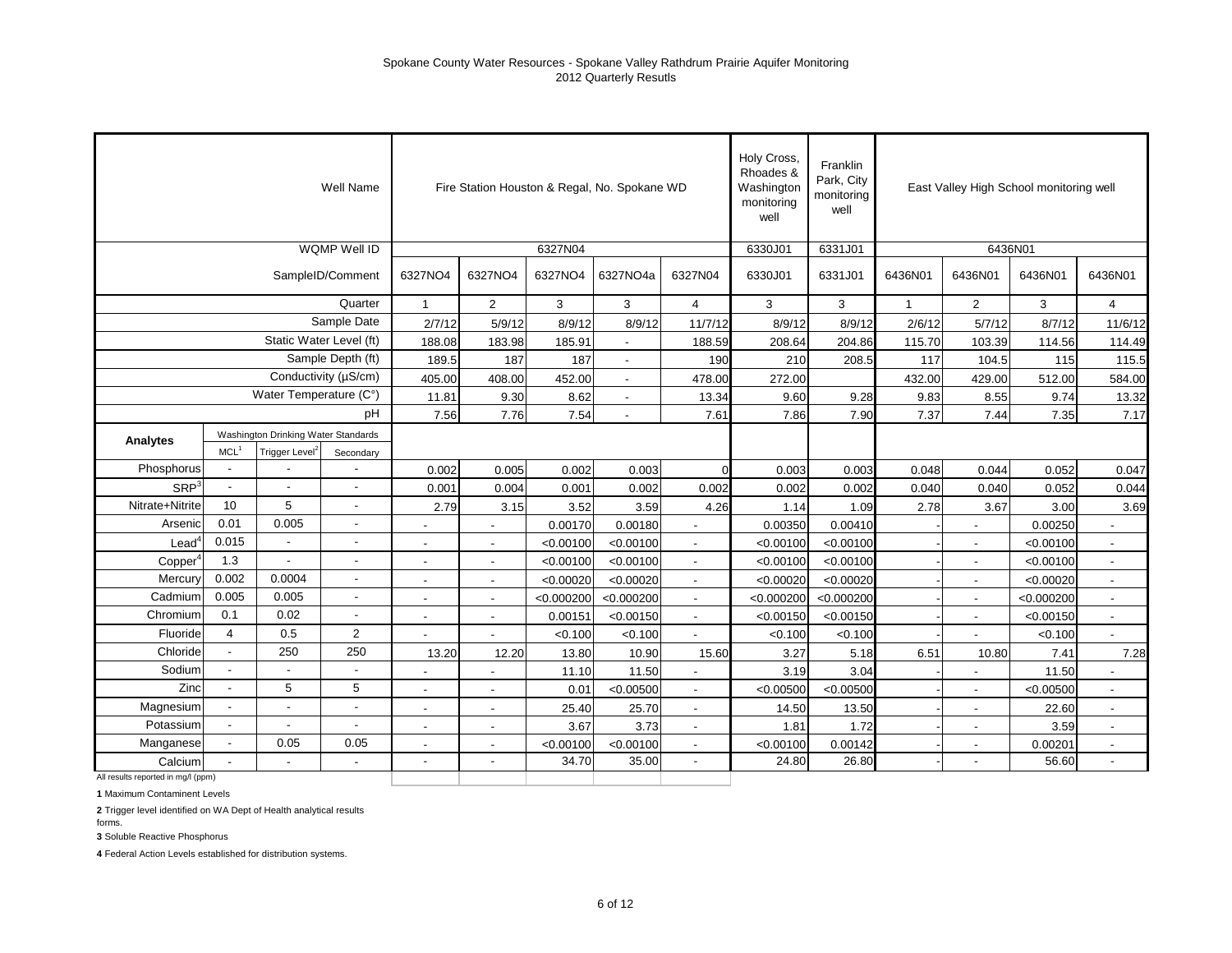Spokane County Water Resources - Spokane Valley Rathdrum Prairie Aquifer Monitoring
2012 Quarterly Resutls

| | | | Well Name | Fire Station Houston & Regal, No. Spokane WD | | | | | Holy Cross, Rhoades & Washington monitoring well | Franklin Park, City monitoring well | East Valley High School monitoring well | | | |
|---|---|---|---|---|---|---|---|---|---|---|---|---|---|---|
| | | | WQMP Well ID | 6327N04 | | | | | 6330J01 | 6331J01 | 6436N01 | | | |
| | | | SampleID/Comment | 6327NO4 | 6327NO4 | 6327NO4 | 6327NO4a | 6327N04 | 6330J01 | 6331J01 | 6436N01 | 6436N01 | 6436N01 | 6436N01 |
| | | | Quarter | 1 | 2 | 3 | 3 | 4 | 3 | 3 | 1 | 2 | 3 | 4 |
| | | | Sample Date | 2/7/12 | 5/9/12 | 8/9/12 | 8/9/12 | 11/7/12 | 8/9/12 | 8/9/12 | 2/6/12 | 5/7/12 | 8/7/12 | 11/6/12 |
| | | | Static Water Level (ft) | 188.08 | 183.98 | 185.91 | - | 188.59 | 208.64 | 204.86 | 115.70 | 103.39 | 114.56 | 114.49 |
| | | | Sample Depth (ft) | 189.5 | 187 | 187 | - | 190 | 210 | 208.5 | 117 | 104.5 | 115 | 115.5 |
| | | | Conductivity (µS/cm) | 405.00 | 408.00 | 452.00 | - | 478.00 | 272.00 | | 432.00 | 429.00 | 512.00 | 584.00 |
| | | | Water Temperature (C°) | 11.81 | 9.30 | 8.62 | - | 13.34 | 9.60 | 9.28 | 9.83 | 8.55 | 9.74 | 13.32 |
| | | | pH | 7.56 | 7.76 | 7.54 | - | 7.61 | 7.86 | 7.90 | 7.37 | 7.44 | 7.35 | 7.17 |
| **Analytes** | Washington Drinking Water Standards | | | | | | | | | | | | | |
| | MCL[1] | Trigger Level[2] | Secondary | | | | | | | | | | | |
| Phosphorus | - | - | - | 0.002 | 0.005 | 0.002 | 0.003 | 0 | 0.003 | 0.003 | 0.048 | 0.044 | 0.052 | 0.047 |
| SRP[3] | - | - | - | 0.001 | 0.004 | 0.001 | 0.002 | 0.002 | 0.002 | 0.002 | 0.040 | 0.040 | 0.052 | 0.044 |
| Nitrate+Nitrite | 10 | 5 | - | 2.79 | 3.15 | 3.52 | 3.59 | 4.26 | 1.14 | 1.09 | 2.78 | 3.67 | 3.00 | 3.69 |
| Arsenic | 0.01 | 0.005 | - | - | - | 0.00170 | 0.00180 | - | 0.00350 | 0.00410 | - | - | 0.00250 | - |
| Lead[4] | 0.015 | - | - | - | - | <0.00100 | <0.00100 | - | <0.00100 | <0.00100 | - | - | <0.00100 | - |
| Copper[4] | 1.3 | - | - | - | - | <0.00100 | <0.00100 | - | <0.00100 | <0.00100 | - | - | <0.00100 | - |
| Mercury | 0.002 | 0.0004 | - | - | - | <0.00020 | <0.00020 | - | <0.00020 | <0.00020 | - | - | <0.00020 | - |
| Cadmium | 0.005 | 0.005 | - | - | - | <0.000200 | <0.000200 | - | <0.000200 | <0.000200 | - | - | <0.000200 | - |
| Chromium | 0.1 | 0.02 | - | - | - | 0.00151 | <0.00150 | - | <0.00150 | <0.00150 | - | - | <0.00150 | - |
| Fluoride | 4 | 0.5 | 2 | - | - | <0.100 | <0.100 | - | <0.100 | <0.100 | - | - | <0.100 | - |
| Chloride | - | 250 | 250 | 13.20 | 12.20 | 13.80 | 10.90 | 15.60 | 3.27 | 5.18 | 6.51 | 10.80 | 7.41 | 7.28 |
| Sodium | - | - | - | - | - | 11.10 | 11.50 | - | 3.19 | 3.04 | - | - | 11.50 | - |
| Zinc | - | 5 | 5 | - | - | 0.01 | <0.00500 | - | <0.00500 | <0.00500 | - | - | <0.00500 | - |
| Magnesium | - | - | - | - | - | 25.40 | 25.70 | - | 14.50 | 13.50 | - | - | 22.60 | - |
| Potassium | - | - | - | - | - | 3.67 | 3.73 | - | 1.81 | 1.72 | - | - | 3.59 | - |
| Manganese | - | 0.05 | 0.05 | - | - | <0.00100 | <0.00100 | - | <0.00100 | 0.00142 | - | - | 0.00201 | - |
| Calcium | - | - | - | - | - | 34.70 | 35.00 | - | 24.80 | 26.80 | - | - | 56.60 | - |

All results reported in mg/l (ppm)

**1** Maximum Contaminent Levels

**2** Trigger level identified on WA Dept of Health analytical results forms.

**3** Soluble Reactive Phosphorus

**4** Federal Action Levels established for distribution systems.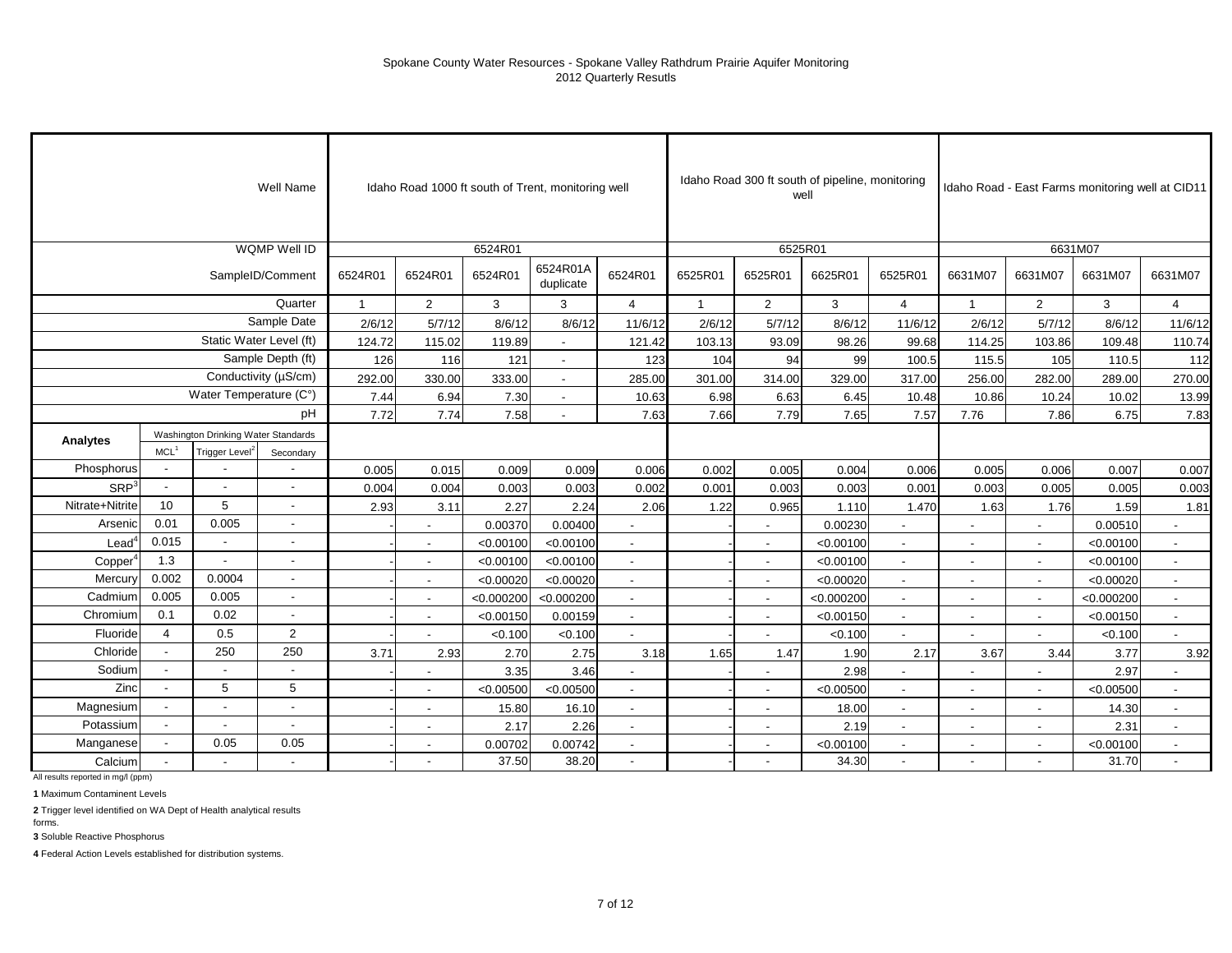Spokane County Water Resources - Spokane Valley Rathdrum Prairie Aquifer Monitoring
2012 Quarterly Resutls

| | | | Well Name | Idaho Road 1000 ft south of Trent, monitoring well | | | | | Idaho Road 300 ft south of pipeline, monitoring well | | | | Idaho Road - East Farms monitoring well at CID11 | | | |
|---|---|---|---|---|---|---|---|---|---|---|---|---|---|---|---|---|
| | | | WQMP Well ID | 6524R01 | | | | | 6525R01 | | | | 6631M07 | | | |
| | | | SampleID/Comment | 6524R01 | 6524R01 | 6524R01 | 6524R01A duplicate | 6524R01 | 6525R01 | 6525R01 | 6625R01 | 6525R01 | 6631M07 | 6631M07 | 6631M07 | 6631M07 |
| | | | Quarter | 1 | 2 | 3 | 3 | 4 | 1 | 2 | 3 | 4 | 1 | 2 | 3 | 4 |
| | | | Sample Date | 2/6/12 | 5/7/12 | 8/6/12 | 8/6/12 | 11/6/12 | 2/6/12 | 5/7/12 | 8/6/12 | 11/6/12 | 2/6/12 | 5/7/12 | 8/6/12 | 11/6/12 |
| | | | Static Water Level (ft) | 124.72 | 115.02 | 119.89 | - | 121.42 | 103.13 | 93.09 | 98.26 | 99.68 | 114.25 | 103.86 | 109.48 | 110.74 |
| | | | Sample Depth (ft) | 126 | 116 | 121 | - | 123 | 104 | 94 | 99 | 100.5 | 115.5 | 105 | 110.5 | 112 |
| | | | Conductivity (µS/cm) | 292.00 | 330.00 | 333.00 | - | 285.00 | 301.00 | 314.00 | 329.00 | 317.00 | 256.00 | 282.00 | 289.00 | 270.00 |
| | | | Water Temperature (C°) | 7.44 | 6.94 | 7.30 | - | 10.63 | 6.98 | 6.63 | 6.45 | 10.48 | 10.86 | 10.24 | 10.02 | 13.99 |
| | | | pH | 7.72 | 7.74 | 7.58 | - | 7.63 | 7.66 | 7.79 | 7.65 | 7.57 | 7.76 | 7.86 | 6.75 | 7.83 |
| **Analytes** | Washington Drinking Water Standards | | | | | | | | | | | | | | | |
| | MCL[1] | Trigger Level[2] | Secondary | | | | | | | | | | | | | |
| Phosphorus | - | - | - | 0.005 | 0.015 | 0.009 | 0.009 | 0.006 | 0.002 | 0.005 | 0.004 | 0.006 | 0.005 | 0.006 | 0.007 | 0.007 |
| SRP[3] | - | - | - | 0.004 | 0.004 | 0.003 | 0.003 | 0.002 | 0.001 | 0.003 | 0.003 | 0.001 | 0.003 | 0.005 | 0.005 | 0.003 |
| Nitrate+Nitrite | 10 | 5 | - | 2.93 | 3.11 | 2.27 | 2.24 | 2.06 | 1.22 | 0.965 | 1.110 | 1.470 | 1.63 | 1.76 | 1.59 | 1.81 |
| Arsenic | 0.01 | 0.005 | - | - | - | 0.00370 | 0.00400 | - | - | - | 0.00230 | - | - | - | 0.00510 | - |
| Lead[4] | 0.015 | - | - | - | - | <0.00100 | <0.00100 | - | - | - | <0.00100 | - | - | - | <0.00100 | - |
| Copper[4] | 1.3 | - | - | - | - | <0.00100 | <0.00100 | - | - | - | <0.00100 | - | - | - | <0.00100 | - |
| Mercury | 0.002 | 0.0004 | - | - | - | <0.00020 | <0.00020 | - | - | - | <0.00020 | - | - | - | <0.00020 | - |
| Cadmium | 0.005 | 0.005 | - | - | - | <0.000200 | <0.000200 | - | - | - | <0.000200 | - | - | - | <0.000200 | - |
| Chromium | 0.1 | 0.02 | - | - | - | <0.00150 | 0.00159 | - | - | - | <0.00150 | - | - | - | <0.00150 | - |
| Fluoride | 4 | 0.5 | 2 | - | - | <0.100 | <0.100 | - | - | - | <0.100 | - | - | - | <0.100 | - |
| Chloride | - | 250 | 250 | 3.71 | 2.93 | 2.70 | 2.75 | 3.18 | 1.65 | 1.47 | 1.90 | 2.17 | 3.67 | 3.44 | 3.77 | 3.92 |
| Sodium | - | - | - | - | - | 3.35 | 3.46 | - | - | - | 2.98 | - | - | - | 2.97 | - |
| Zinc | - | 5 | 5 | - | - | <0.00500 | <0.00500 | - | - | - | <0.00500 | - | - | - | <0.00500 | - |
| Magnesium | - | - | - | - | - | 15.80 | 16.10 | - | - | - | 18.00 | - | - | - | 14.30 | - |
| Potassium | - | - | - | - | - | 2.17 | 2.26 | - | - | - | 2.19 | - | - | - | 2.31 | - |
| Manganese | - | 0.05 | 0.05 | - | - | 0.00702 | 0.00742 | - | - | - | <0.00100 | - | - | - | <0.00100 | - |
| Calcium | - | - | - | - | - | 37.50 | 38.20 | - | - | - | 34.30 | - | - | - | 31.70 | - |

All results reported in mg/l (ppm)

**1** Maximum Contaminent Levels

**2** Trigger level identified on WA Dept of Health analytical results forms.

**3** Soluble Reactive Phosphorus

**4** Federal Action Levels established for distribution systems.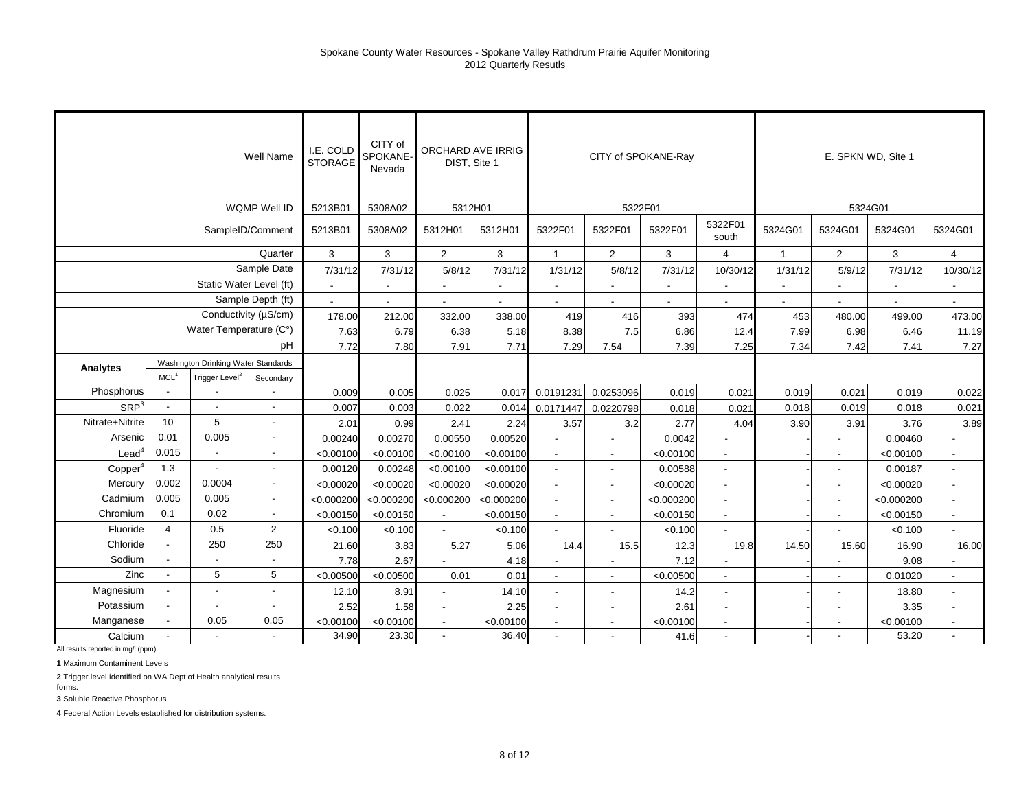Spokane County Water Resources - Spokane Valley Rathdrum Prairie Aquifer Monitoring
2012 Quarterly Resutls

| | | | Well Name | I.E. COLD STORAGE | CITY of SPOKANE-Nevada | ORCHARD AVE IRRIG DIST, Site 1 | | CITY of SPOKANE-Ray | | | | E. SPKN WD, Site 1 | | | |
|---|---|---|---|---|---|---|---|---|---|---|---|---|---|---|---|
| | | | WQMP Well ID | 5213B01 | 5308A02 | 5312H01 | | 5322F01 | | | | 5324G01 | | | |
| | | | SampleID/Comment | 5213B01 | 5308A02 | 5312H01 | 5312H01 | 5322F01 | 5322F01 | 5322F01 | 5322F01 south | 5324G01 | 5324G01 | 5324G01 | 5324G01 |
| | | | Quarter | 3 | 3 | 2 | 3 | 1 | 2 | 3 | 4 | 1 | 2 | 3 | 4 |
| | | | Sample Date | 7/31/12 | 7/31/12 | 5/8/12 | 7/31/12 | 1/31/12 | 5/8/12 | 7/31/12 | 10/30/12 | 1/31/12 | 5/9/12 | 7/31/12 | 10/30/12 |
| | | | Static Water Level (ft) | - | - | - | - | - | - | - | - | - | - | - | - |
| | | | Sample Depth (ft) | - | - | - | - | - | - | - | - | - | - | - | - |
| | | | Conductivity (µS/cm) | 178.00 | 212.00 | 332.00 | 338.00 | 419 | 416 | 393 | 474 | 453 | 480.00 | 499.00 | 473.00 |
| | | | Water Temperature (C°) | 7.63 | 6.79 | 6.38 | 5.18 | 8.38 | 7.5 | 6.86 | 12.4 | 7.99 | 6.98 | 6.46 | 11.19 |
| | | | pH | 7.72 | 7.80 | 7.91 | 7.71 | 7.29 | 7.54 | 7.39 | 7.25 | 7.34 | 7.42 | 7.41 | 7.27 |
| Analytes | Washington Drinking Water Standards | | | | | | | | | | | | | | |
| | MCL[1] | Trigger Level[2] | Secondary | | | | | | | | | | | | |
| Phosphorus | - | - | - | 0.009 | 0.005 | 0.025 | 0.017 | 0.0191231 | 0.0253096 | 0.019 | 0.021 | 0.019 | 0.021 | 0.019 | 0.022 |
| SRP[3] | - | - | - | 0.007 | 0.003 | 0.022 | 0.014 | 0.0171447 | 0.0220798 | 0.018 | 0.021 | 0.018 | 0.019 | 0.018 | 0.021 |
| Nitrate+Nitrite | 10 | 5 | - | 2.01 | 0.99 | 2.41 | 2.24 | 3.57 | 3.2 | 2.77 | 4.04 | 3.90 | 3.91 | 3.76 | 3.89 |
| Arsenic | 0.01 | 0.005 | - | 0.00240 | 0.00270 | 0.00550 | 0.00520 | - | - | 0.0042 | - | - | - | 0.00460 | - |
| Lead[4] | 0.015 | - | - | <0.00100 | <0.00100 | <0.00100 | <0.00100 | - | - | <0.00100 | - | - | - | <0.00100 | - |
| Copper[4] | 1.3 | - | - | 0.00120 | 0.00248 | <0.00100 | <0.00100 | - | - | 0.00588 | - | - | - | 0.00187 | - |
| Mercury | 0.002 | 0.0004 | - | <0.00020 | <0.00020 | <0.00020 | <0.00020 | - | - | <0.00020 | - | - | - | <0.00020 | - |
| Cadmium | 0.005 | 0.005 | - | <0.000200 | <0.000200 | <0.000200 | <0.000200 | - | - | <0.000200 | - | - | - | <0.000200 | - |
| Chromium | 0.1 | 0.02 | - | <0.00150 | <0.00150 | - | <0.00150 | - | - | <0.00150 | - | - | - | <0.00150 | - |
| Fluoride | 4 | 0.5 | 2 | <0.100 | <0.100 | - | <0.100 | - | - | <0.100 | - | - | - | <0.100 | - |
| Chloride | - | 250 | 250 | 21.60 | 3.83 | 5.27 | 5.06 | 14.4 | 15.5 | 12.3 | 19.8 | 14.50 | 15.60 | 16.90 | 16.00 |
| Sodium | - | - | - | 7.78 | 2.67 | - | 4.18 | - | - | 7.12 | - | - | - | 9.08 | - |
| Zinc | - | 5 | 5 | <0.00500 | <0.00500 | 0.01 | 0.01 | - | - | <0.00500 | - | - | - | 0.01020 | - |
| Magnesium | - | - | - | 12.10 | 8.91 | - | 14.10 | - | - | 14.2 | - | - | - | 18.80 | - |
| Potassium | - | - | - | 2.52 | 1.58 | - | 2.25 | - | - | 2.61 | - | - | - | 3.35 | - |
| Manganese | - | 0.05 | 0.05 | <0.00100 | <0.00100 | - | <0.00100 | - | - | <0.00100 | - | - | - | <0.00100 | - |
| Calcium | - | - | - | 34.90 | 23.30 | - | 36.40 | - | - | 41.6 | - | - | - | 53.20 | - |

All results reported in mg/l (ppm)

**1** Maximum Contaminent Levels

**2** Trigger level identified on WA Dept of Health analytical results forms.

**3** Soluble Reactive Phosphorus

**4** Federal Action Levels established for distribution systems.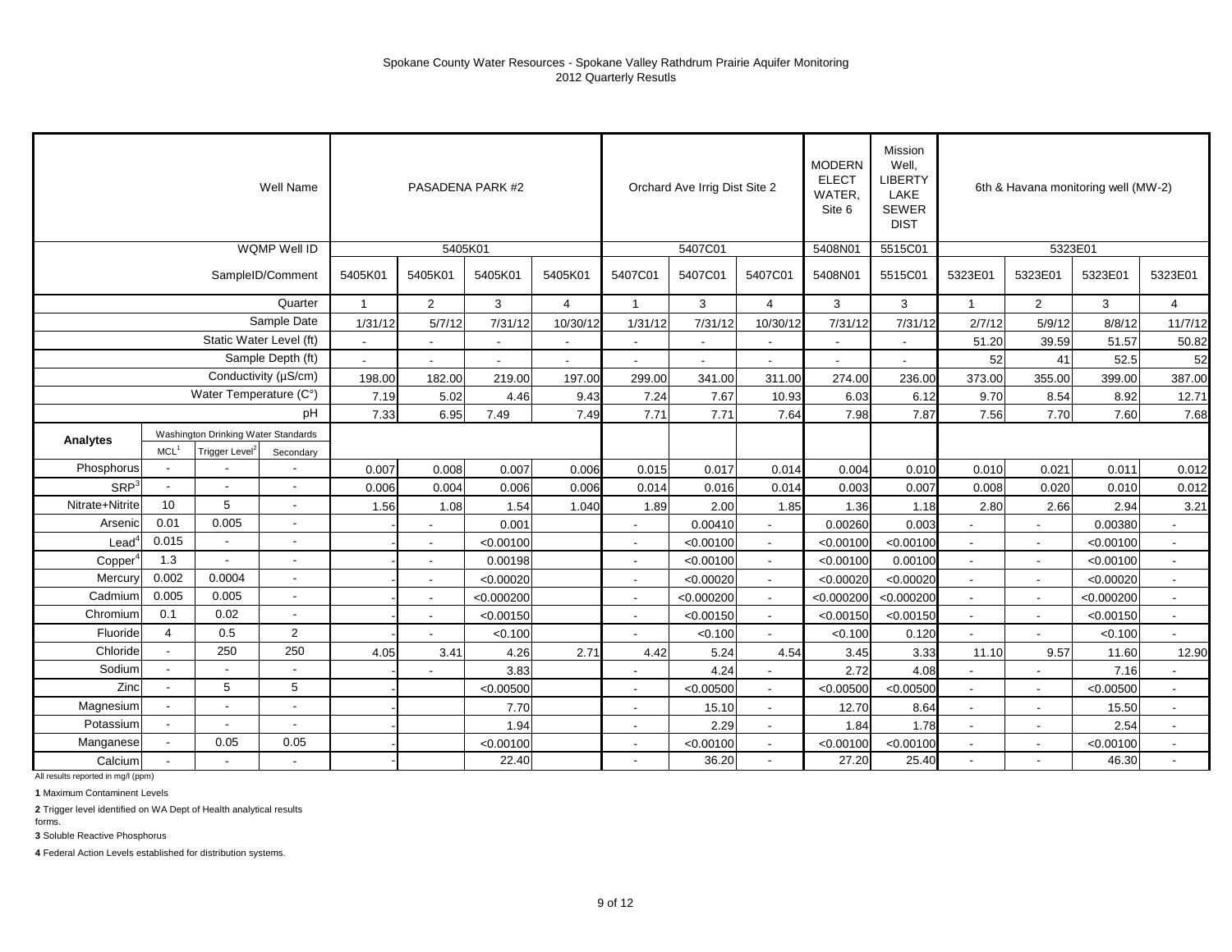# Spokane County Water Resources - Spokane Valley Rathdrum Prairie Aquifer Monitoring
## 2012 Quarterly Resutls

| | | | Well Name | PASADENA PARK #2 | | | | Orchard Ave Irrig Dist Site 2 | | | MODERN ELECT WATER, Site 6 | Mission Well, LIBERTY LAKE SEWER DIST | 6th & Havana monitoring well (MW-2) | | | |
|---|---|---|---|---|---|---|---|---|---|---|---|---|---|---|---|---|
| | | | WQMP Well ID | 5405K01 | | | | 5407C01 | | | 5408N01 | 5515C01 | 5323E01 | | | |
| | | | SampleID/Comment | 5405K01 | 5405K01 | 5405K01 | 5405K01 | 5407C01 | 5407C01 | 5407C01 | 5408N01 | 5515C01 | 5323E01 | 5323E01 | 5323E01 | 5323E01 |
| | | | Quarter | 1 | 2 | 3 | 4 | 1 | 3 | 4 | 3 | 3 | 1 | 2 | 3 | 4 |
| | | | Sample Date | 1/31/12 | 5/7/12 | 7/31/12 | 10/30/12 | 1/31/12 | 7/31/12 | 10/30/12 | 7/31/12 | 7/31/12 | 2/7/12 | 5/9/12 | 8/8/12 | 11/7/12 |
| | | | Static Water Level (ft) | - | - | - | - | - | - | - | - | - | 51.20 | 39.59 | 51.57 | 50.82 |
| | | | Sample Depth (ft) | - | - | - | - | - | - | - | - | - | 52 | 41 | 52.5 | 52 |
| | | | Conductivity (µS/cm) | 198.00 | 182.00 | 219.00 | 197.00 | 299.00 | 341.00 | 311.00 | 274.00 | 236.00 | 373.00 | 355.00 | 399.00 | 387.00 |
| | | | Water Temperature (C°) | 7.19 | 5.02 | 4.46 | 9.43 | 7.24 | 7.67 | 10.93 | 6.03 | 6.12 | 9.70 | 8.54 | 8.92 | 12.71 |
| | | | pH | 7.33 | 6.95 | 7.49 | 7.49 | 7.71 | 7.71 | 7.64 | 7.98 | 7.87 | 7.56 | 7.70 | 7.60 | 7.68 |
| **Analytes** | Washington Drinking Water Standards | | | | | | | | | | | | | | | |
| | MCL[1] | Trigger Level[2] | Secondary | | | | | | | | | | | | | |
| Phosphorus | - | - | - | 0.007 | 0.008 | 0.007 | 0.006 | 0.015 | 0.017 | 0.014 | 0.004 | 0.010 | 0.010 | 0.021 | 0.011 | 0.012 |
| SRP[3] | - | - | - | 0.006 | 0.004 | 0.006 | 0.006 | 0.014 | 0.016 | 0.014 | 0.003 | 0.007 | 0.008 | 0.020 | 0.010 | 0.012 |
| Nitrate+Nitrite | 10 | 5 | - | 1.56 | 1.08 | 1.54 | 1.040 | 1.89 | 2.00 | 1.85 | 1.36 | 1.18 | 2.80 | 2.66 | 2.94 | 3.21 |
| Arsenic | 0.01 | 0.005 | - | - | - | 0.001 | | - | 0.00410 | - | 0.00260 | 0.003 | - | - | 0.00380 | - |
| Lead[4] | 0.015 | - | - | - | - | <0.00100 | | - | <0.00100 | - | <0.00100 | <0.00100 | - | - | <0.00100 | - |
| Copper[4] | 1.3 | - | - | - | - | 0.00198 | | - | <0.00100 | - | <0.00100 | 0.00100 | - | - | <0.00100 | - |
| Mercury | 0.002 | 0.0004 | - | - | - | <0.00020 | | - | <0.00020 | - | <0.00020 | <0.00020 | - | - | <0.00020 | - |
| Cadmium | 0.005 | 0.005 | - | - | - | <0.000200 | | - | <0.000200 | - | <0.000200 | <0.000200 | - | - | <0.000200 | - |
| Chromium | 0.1 | 0.02 | - | - | - | <0.00150 | | - | <0.00150 | - | <0.00150 | <0.00150 | - | - | <0.00150 | - |
| Fluoride | 4 | 0.5 | 2 | - | - | <0.100 | | - | <0.100 | - | <0.100 | 0.120 | - | - | <0.100 | - |
| Chloride | - | 250 | 250 | 4.05 | 3.41 | 4.26 | 2.71 | 4.42 | 5.24 | 4.54 | 3.45 | 3.33 | 11.10 | 9.57 | 11.60 | 12.90 |
| Sodium | - | - | - | - | - | 3.83 | | - | 4.24 | - | 2.72 | 4.08 | - | - | 7.16 | - |
| Zinc | - | 5 | 5 | - | - | <0.00500 | | - | <0.00500 | - | <0.00500 | <0.00500 | - | - | <0.00500 | - |
| Magnesium | - | - | - | - | | 7.70 | | - | 15.10 | - | 12.70 | 8.64 | - | - | 15.50 | - |
| Potassium | - | - | - | - | | 1.94 | | - | 2.29 | - | 1.84 | 1.78 | - | - | 2.54 | - |
| Manganese | - | 0.05 | 0.05 | - | | <0.00100 | | - | <0.00100 | - | <0.00100 | <0.00100 | - | - | <0.00100 | - |
| Calcium | - | - | - | - | | 22.40 | | - | 36.20 | - | 27.20 | 25.40 | - | - | 46.30 | - |

All results reported in mg/l (ppm)

**1** Maximum Contaminent Levels

**2** Trigger level identified on WA Dept of Health analytical results forms.

**3** Soluble Reactive Phosphorus

**4** Federal Action Levels established for distribution systems.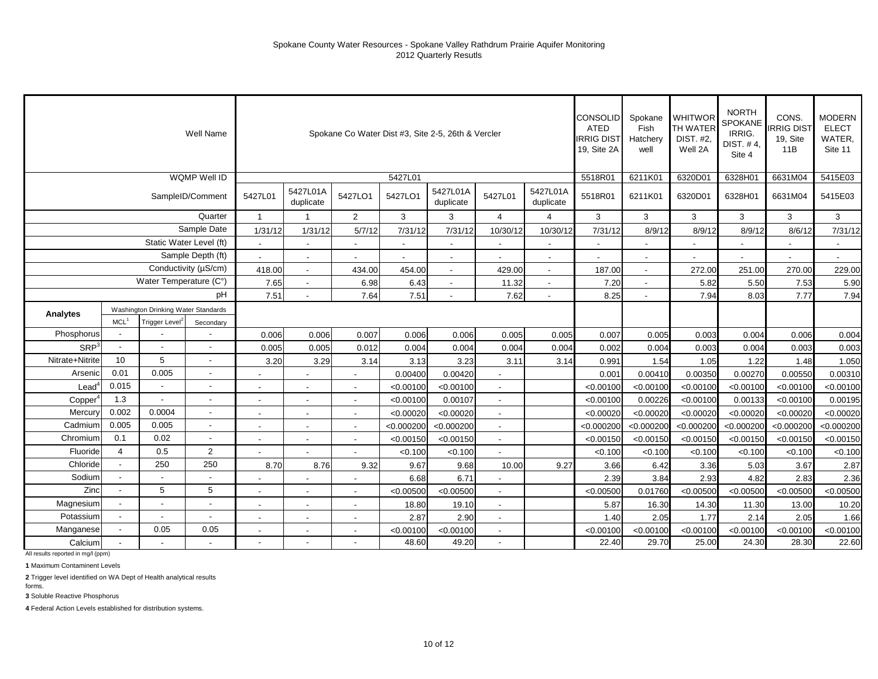# Spokane County Water Resources - Spokane Valley Rathdrum Prairie Aquifer Monitoring
## 2012 Quarterly Resutls

| Well Name | | | | Spokane Co Water Dist #3, Site 2-5, 26th & Vercler | | | | | | | CONSOLIDATED IRRIG DIST 19, Site 2A | Spokane Fish Hatchery well | WHITWORTH WATER DIST. #2, Well 2A | NORTH SPOKANE IRRIG. DIST. # 4, Site 4 | CONS. IRRIG DIST 19, Site 11B | MODERN ELECT WATER, Site 11 |
|---|---|---|---|---|---|---|---|---|---|---|---|---|---|---|---|---|
| WQMP Well ID | | | | 5427L01 | | | | | | | 5518R01 | 6211K01 | 6320D01 | 6328H01 | 6631M04 | 5415E03 |
| SampleID/Comment | | | | 5427L01 | 5427L01A duplicate | 5427LO1 | 5427LO1 | 5427L01A duplicate | 5427L01 | 5427L01A duplicate | 5518R01 | 6211K01 | 6320D01 | 6328H01 | 6631M04 | 5415E03 |
| Quarter | | | | 1 | 1 | 2 | 3 | 3 | 4 | 4 | 3 | 3 | 3 | 3 | 3 | 3 |
| Sample Date | | | | 1/31/12 | 1/31/12 | 5/7/12 | 7/31/12 | 7/31/12 | 10/30/12 | 10/30/12 | 7/31/12 | 8/9/12 | 8/9/12 | 8/9/12 | 8/6/12 | 7/31/12 |
| Static Water Level (ft) | | | | - | - | - | - | - | - | - | - | - | - | - | - | - |
| Sample Depth (ft) | | | | - | - | - | - | - | - | - | - | - | - | - | - | - |
| Conductivity (µS/cm) | | | | 418.00 | - | 434.00 | 454.00 | - | 429.00 | - | 187.00 | - | 272.00 | 251.00 | 270.00 | 229.00 |
| Water Temperature (C°) | | | | 7.65 | - | 6.98 | 6.43 | - | 11.32 | - | 7.20 | - | 5.82 | 5.50 | 7.53 | 5.90 |
| pH | | | | 7.51 | - | 7.64 | 7.51 | - | 7.62 | - | 8.25 | - | 7.94 | 8.03 | 7.77 | 7.94 |
| **Analytes** | Washington Drinking Water Standards | | | | | | | | | | | | | | | |
| | MCL[1] | Trigger Level[2] | Secondary | | | | | | | | | | | | | |
| Phosphorus | - | - | - | 0.006 | 0.006 | 0.007 | 0.006 | 0.006 | 0.005 | 0.005 | 0.007 | 0.005 | 0.003 | 0.004 | 0.006 | 0.004 |
| SRP[3] | - | - | - | 0.005 | 0.005 | 0.012 | 0.004 | 0.004 | 0.004 | 0.004 | 0.002 | 0.004 | 0.003 | 0.004 | 0.003 | 0.003 |
| Nitrate+Nitrite | 10 | 5 | - | 3.20 | 3.29 | 3.14 | 3.13 | 3.23 | 3.11 | 3.14 | 0.991 | 1.54 | 1.05 | 1.22 | 1.48 | 1.050 |
| Arsenic | 0.01 | 0.005 | - | - | - | - | 0.00400 | 0.00420 | - | | 0.001 | 0.00410 | 0.00350 | 0.00270 | 0.00550 | 0.00310 |
| Lead[4] | 0.015 | - | - | - | - | - | <0.00100 | <0.00100 | - | | <0.00100 | <0.00100 | <0.00100 | <0.00100 | <0.00100 | <0.00100 |
| Copper[4] | 1.3 | - | - | - | - | - | <0.00100 | 0.00107 | - | | <0.00100 | 0.00226 | <0.00100 | 0.00133 | <0.00100 | 0.00195 |
| Mercury | 0.002 | 0.0004 | - | - | - | - | <0.00020 | <0.00020 | - | | <0.00020 | <0.00020 | <0.00020 | <0.00020 | <0.00020 | <0.00020 |
| Cadmium | 0.005 | 0.005 | - | - | - | - | <0.000200 | <0.000200 | - | | <0.000200 | <0.000200 | <0.000200 | <0.000200 | <0.000200 | <0.000200 |
| Chromium | 0.1 | 0.02 | - | - | - | - | <0.00150 | <0.00150 | - | | <0.00150 | <0.00150 | <0.00150 | <0.00150 | <0.00150 | <0.00150 |
| Fluoride | 4 | 0.5 | 2 | - | - | - | <0.100 | <0.100 | - | | <0.100 | <0.100 | <0.100 | <0.100 | <0.100 | <0.100 |
| Chloride | - | 250 | 250 | 8.70 | 8.76 | 9.32 | 9.67 | 9.68 | 10.00 | 9.27 | 3.66 | 6.42 | 3.36 | 5.03 | 3.67 | 2.87 |
| Sodium | - | - | - | - | - | - | 6.68 | 6.71 | - | | 2.39 | 3.84 | 2.93 | 4.82 | 2.83 | 2.36 |
| Zinc | - | 5 | 5 | - | - | - | <0.00500 | <0.00500 | - | | <0.00500 | 0.01760 | <0.00500 | <0.00500 | <0.00500 | <0.00500 |
| Magnesium | - | - | - | - | - | - | 18.80 | 19.10 | - | | 5.87 | 16.30 | 14.30 | 11.30 | 13.00 | 10.20 |
| Potassium | - | - | - | - | - | - | 2.87 | 2.90 | - | | 1.40 | 2.05 | 1.77 | 2.14 | 2.05 | 1.66 |
| Manganese | - | 0.05 | 0.05 | - | - | - | <0.00100 | <0.00100 | - | | <0.00100 | <0.00100 | <0.00100 | <0.00100 | <0.00100 | <0.00100 |
| Calcium | - | - | - | - | - | - | 48.60 | 49.20 | - | | 22.40 | 29.70 | 25.00 | 24.30 | 28.30 | 22.60 |

All results reported in mg/l (ppm)

**1** Maximum Contaminent Levels

**2** Trigger level identified on WA Dept of Health analytical results forms.

**3** Soluble Reactive Phosphorus

**4** Federal Action Levels established for distribution systems.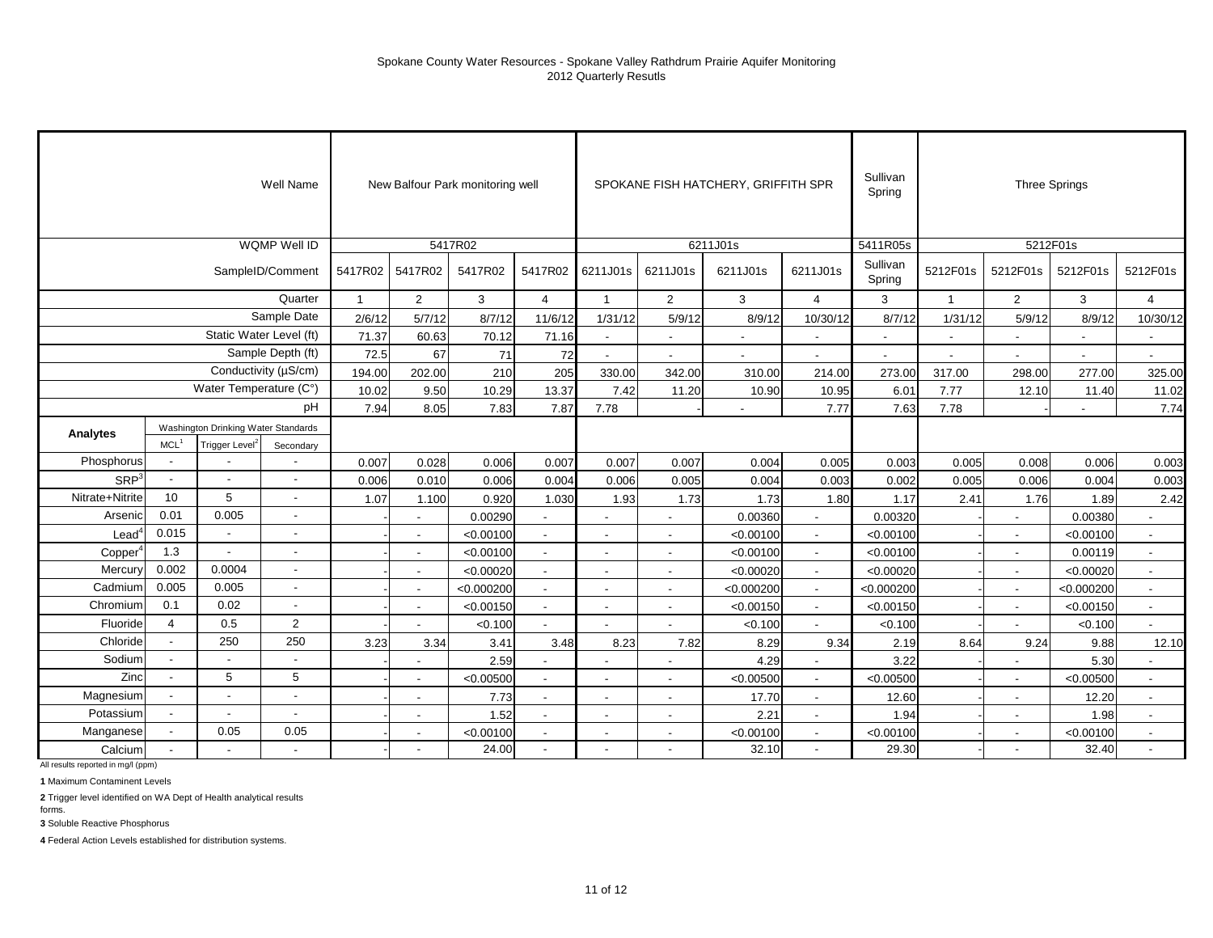Spokane County Water Resources - Spokane Valley Rathdrum Prairie Aquifer Monitoring
2012 Quarterly Resutls

| | | | Well Name | New Balfour Park monitoring well | | | | SPOKANE FISH HATCHERY, GRIFFITH SPR | | | | Sullivan Spring | Three Springs | | | |
|---|---|---|---|---|---|---|---|---|---|---|---|---|---|---|---|---|
| | | | WQMP Well ID | 5417R02 | | | | 6211J01s | | | | 5411R05s | 5212F01s | | | |
| | | | SampleID/Comment | 5417R02 | 5417R02 | 5417R02 | 5417R02 | 6211J01s | 6211J01s | 6211J01s | 6211J01s | Sullivan Spring | 5212F01s | 5212F01s | 5212F01s | 5212F01s |
| | | | Quarter | 1 | 2 | 3 | 4 | 1 | 2 | 3 | 4 | 3 | 1 | 2 | 3 | 4 |
| | | | Sample Date | 2/6/12 | 5/7/12 | 8/7/12 | 11/6/12 | 1/31/12 | 5/9/12 | 8/9/12 | 10/30/12 | 8/7/12 | 1/31/12 | 5/9/12 | 8/9/12 | 10/30/12 |
| | | | Static Water Level (ft) | 71.37 | 60.63 | 70.12 | 71.16 | - | - | - | - | - | - | - | - | - |
| | | | Sample Depth (ft) | 72.5 | 67 | 71 | 72 | - | - | - | - | - | - | - | - | - |
| | | | Conductivity (µS/cm) | 194.00 | 202.00 | 210 | 205 | 330.00 | 342.00 | 310.00 | 214.00 | 273.00 | 317.00 | 298.00 | 277.00 | 325.00 |
| | | | Water Temperature (C°) | 10.02 | 9.50 | 10.29 | 13.37 | 7.42 | 11.20 | 10.90 | 10.95 | 6.01 | 7.77 | 12.10 | 11.40 | 11.02 |
| | | | pH | 7.94 | 8.05 | 7.83 | 7.87 | 7.78 | - | - | 7.77 | 7.63 | 7.78 | - | - | 7.74 |
| **Analytes** | Washington Drinking Water Standards | | | | | | | | | | | | | | | |
| | MCL[1] | Trigger Level[2] | Secondary | | | | | | | | | | | | | |
| Phosphorus | - | - | - | 0.007 | 0.028 | 0.006 | 0.007 | 0.007 | 0.007 | 0.004 | 0.005 | 0.003 | 0.005 | 0.008 | 0.006 | 0.003 |
| SRP[3] | - | - | - | 0.006 | 0.010 | 0.006 | 0.004 | 0.006 | 0.005 | 0.004 | 0.003 | 0.002 | 0.005 | 0.006 | 0.004 | 0.003 |
| Nitrate+Nitrite | 10 | 5 | - | 1.07 | 1.100 | 0.920 | 1.030 | 1.93 | 1.73 | 1.73 | 1.80 | 1.17 | 2.41 | 1.76 | 1.89 | 2.42 |
| Arsenic | 0.01 | 0.005 | - | - | - | 0.00290 | - | - | - | 0.00360 | - | 0.00320 | - | - | 0.00380 | - |
| Lead[4] | 0.015 | - | - | - | - | <0.00100 | - | - | - | <0.00100 | - | <0.00100 | - | - | <0.00100 | - |
| Copper[4] | 1.3 | - | - | - | - | <0.00100 | - | - | - | <0.00100 | - | <0.00100 | - | - | 0.00119 | - |
| Mercury | 0.002 | 0.0004 | - | - | - | <0.00020 | - | - | - | <0.00020 | - | <0.00020 | - | - | <0.00020 | - |
| Cadmium | 0.005 | 0.005 | - | - | - | <0.000200 | - | - | - | <0.000200 | - | <0.000200 | - | - | <0.000200 | - |
| Chromium | 0.1 | 0.02 | - | - | - | <0.00150 | - | - | - | <0.00150 | - | <0.00150 | - | - | <0.00150 | - |
| Fluoride | 4 | 0.5 | 2 | - | - | <0.100 | - | - | - | <0.100 | - | <0.100 | - | - | <0.100 | - |
| Chloride | - | 250 | 250 | 3.23 | 3.34 | 3.41 | 3.48 | 8.23 | 7.82 | 8.29 | 9.34 | 2.19 | 8.64 | 9.24 | 9.88 | 12.10 |
| Sodium | - | - | - | - | - | 2.59 | - | - | - | 4.29 | - | 3.22 | - | - | 5.30 | - |
| Zinc | - | 5 | 5 | - | - | <0.00500 | - | - | - | <0.00500 | - | <0.00500 | - | - | <0.00500 | - |
| Magnesium | - | - | - | - | - | 7.73 | - | - | - | 17.70 | - | 12.60 | - | - | 12.20 | - |
| Potassium | - | - | - | - | - | 1.52 | - | - | - | 2.21 | - | 1.94 | - | - | 1.98 | - |
| Manganese | - | 0.05 | 0.05 | - | - | <0.00100 | - | - | - | <0.00100 | - | <0.00100 | - | - | <0.00100 | - |
| Calcium | - | - | - | - | - | 24.00 | - | - | - | 32.10 | - | 29.30 | - | - | 32.40 | - |

All results reported in mg/l (ppm)

**1** Maximum Contaminent Levels

**2** Trigger level identified on WA Dept of Health analytical results forms.

**3** Soluble Reactive Phosphorus

**4** Federal Action Levels established for distribution systems.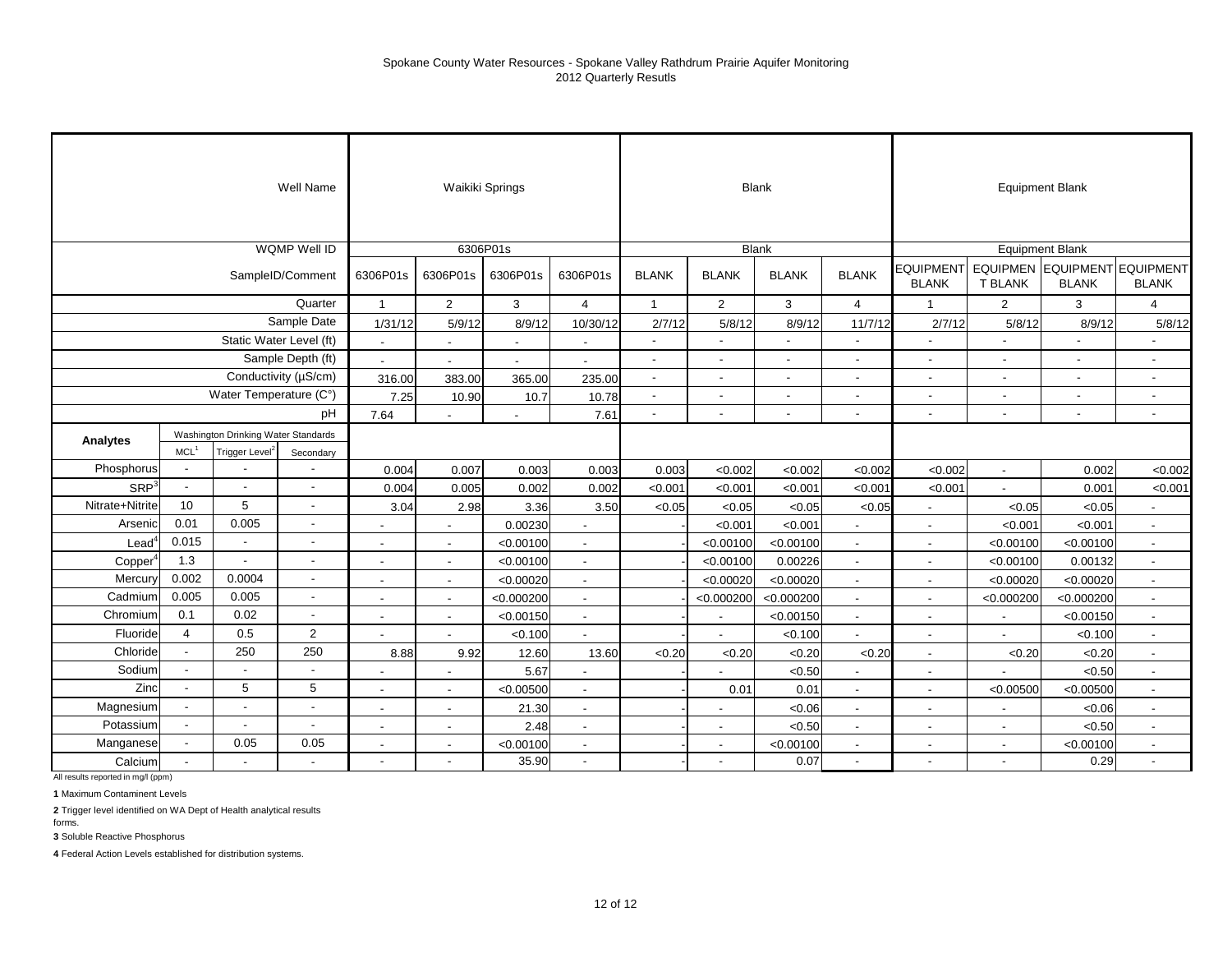Spokane County Water Resources - Spokane Valley Rathdrum Prairie Aquifer Monitoring
2012 Quarterly Resutls

| | | | Well Name | Waikiki Springs | | | | Blank | | | | Equipment Blank | | | |
|---|---|---|---|---|---|---|---|---|---|---|---|---|---|---|---|
| | | | WQMP Well ID | 6306P01s | | | | Blank | | | | Equipment Blank | | | |
| | | | SampleID/Comment | 6306P01s | 6306P01s | 6306P01s | 6306P01s | BLANK | BLANK | BLANK | BLANK | EQUIPMENT BLANK | EQUIPMENT BLANK | EQUIPMENT BLANK | EQUIPMENT BLANK |
| | | | Quarter | 1 | 2 | 3 | 4 | 1 | 2 | 3 | 4 | 1 | 2 | 3 | 4 |
| | | | Sample Date | 1/31/12 | 5/9/12 | 8/9/12 | 10/30/12 | 2/7/12 | 5/8/12 | 8/9/12 | 11/7/12 | 2/7/12 | 5/8/12 | 8/9/12 | 5/8/12 |
| | | | Static Water Level (ft) | - | - | - | - | - | - | - | - | - | - | - | - |
| | | | Sample Depth (ft) | - | - | - | - | - | - | - | - | - | - | - | - |
| | | | Conductivity (µS/cm) | 316.00 | 383.00 | 365.00 | 235.00 | - | - | - | - | - | - | - | - |
| | | | Water Temperature (C°) | 7.25 | 10.90 | 10.7 | 10.78 | - | - | - | - | - | - | - | - |
| | | | pH | 7.64 | - | - | 7.61 | - | - | - | - | - | - | - | - |
| **Analytes** | Washington Drinking Water Standards | | | | | | | | | | | | | | |
| | MCL[1] | Trigger Level[2] | Secondary | | | | | | | | | | | | |
| Phosphorus | - | - | - | 0.004 | 0.007 | 0.003 | 0.003 | 0.003 | <0.002 | <0.002 | <0.002 | <0.002 | - | 0.002 | <0.002 |
| SRP[3] | - | - | - | 0.004 | 0.005 | 0.002 | 0.002 | <0.001 | <0.001 | <0.001 | <0.001 | <0.001 | - | 0.001 | <0.001 |
| Nitrate+Nitrite | 10 | 5 | - | 3.04 | 2.98 | 3.36 | 3.50 | <0.05 | <0.05 | <0.05 | <0.05 | - | <0.05 | <0.05 | - |
| Arsenic | 0.01 | 0.005 | - | - | - | 0.00230 | - | - | <0.001 | <0.001 | - | - | <0.001 | <0.001 | - |
| Lead[4] | 0.015 | - | - | - | - | <0.00100 | - | - | <0.00100 | <0.00100 | - | - | <0.00100 | <0.00100 | - |
| Copper[4] | 1.3 | - | - | - | - | <0.00100 | - | - | <0.00100 | 0.00226 | - | - | <0.00100 | 0.00132 | - |
| Mercury | 0.002 | 0.0004 | - | - | - | <0.00020 | - | - | <0.00020 | <0.00020 | - | - | <0.00020 | <0.00020 | - |
| Cadmium | 0.005 | 0.005 | - | - | - | <0.000200 | - | - | <0.000200 | <0.000200 | - | - | <0.000200 | <0.000200 | - |
| Chromium | 0.1 | 0.02 | - | - | - | <0.00150 | - | - | - | <0.00150 | - | - | - | <0.00150 | - |
| Fluoride | 4 | 0.5 | 2 | - | - | <0.100 | - | - | - | <0.100 | - | - | - | <0.100 | - |
| Chloride | - | 250 | 250 | 8.88 | 9.92 | 12.60 | 13.60 | <0.20 | <0.20 | <0.20 | <0.20 | - | <0.20 | <0.20 | - |
| Sodium | - | - | - | - | - | 5.67 | - | - | - | <0.50 | - | - | - | <0.50 | - |
| Zinc | - | 5 | 5 | - | - | <0.00500 | - | - | 0.01 | 0.01 | - | - | <0.00500 | <0.00500 | - |
| Magnesium | - | - | - | - | - | 21.30 | - | - | - | <0.06 | - | - | - | <0.06 | - |
| Potassium | - | - | - | - | - | 2.48 | - | - | - | <0.50 | - | - | - | <0.50 | - |
| Manganese | - | 0.05 | 0.05 | - | - | <0.00100 | - | - | - | <0.00100 | - | - | - | <0.00100 | - |
| Calcium | - | - | - | - | - | 35.90 | - | - | - | 0.07 | - | - | - | 0.29 | - |

All results reported in mg/l (ppm)

**1** Maximum Contaminent Levels

**2** Trigger level identified on WA Dept of Health analytical results forms.

**3** Soluble Reactive Phosphorus

**4** Federal Action Levels established for distribution systems.